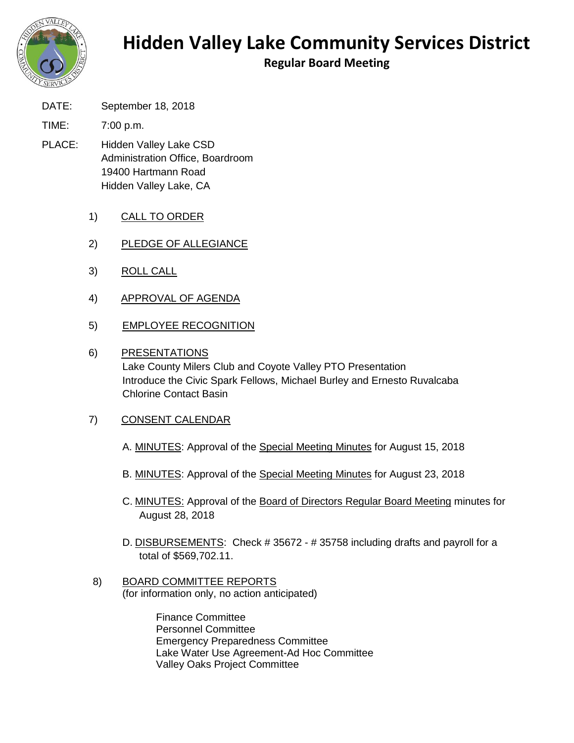# Hidden Valley Lake Community Services District

## Regular Board Meeting

DATE: September 18, 2018

TIME: 7:00 p.m.

PLACE: Hidden Valley Lake CSD
Administration Office, Boardroom
19400 Hartmann Road
Hidden Valley Lake, CA

1) CALL TO ORDER

2) PLEDGE OF ALLEGIANCE

3) ROLL CALL

4) APPROVAL OF AGENDA

5) EMPLOYEE RECOGNITION

6) PRESENTATIONS
Lake County Milers Club and Coyote Valley PTO Presentation
Introduce the Civic Spark Fellows, Michael Burley and Ernesto Ruvalcaba
Chlorine Contact Basin

7) CONSENT CALENDAR

A. MINUTES: Approval of the Special Meeting Minutes for August 15, 2018

B. MINUTES: Approval of the Special Meeting Minutes for August 23, 2018

C. MINUTES: Approval of the Board of Directors Regular Board Meeting minutes for August 28, 2018

D. DISBURSEMENTS: Check # 35672 - # 35758 including drafts and payroll for a total of $569,702.11.

8) BOARD COMMITTEE REPORTS
(for information only, no action anticipated)

Finance Committee
Personnel Committee
Emergency Preparedness Committee
Lake Water Use Agreement-Ad Hoc Committee
Valley Oaks Project Committee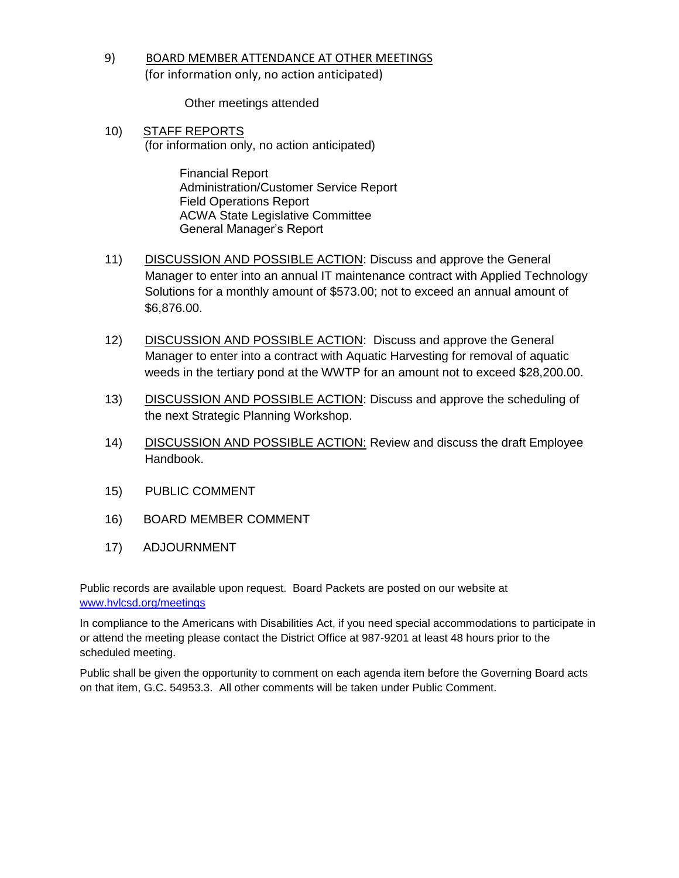9) BOARD MEMBER ATTENDANCE AT OTHER MEETINGS
(for information only, no action anticipated)

Other meetings attended

10) STAFF REPORTS
(for information only, no action anticipated)

Financial Report
Administration/Customer Service Report
Field Operations Report
ACWA State Legislative Committee
General Manager's Report

11) DISCUSSION AND POSSIBLE ACTION: Discuss and approve the General Manager to enter into an annual IT maintenance contract with Applied Technology Solutions for a monthly amount of $573.00; not to exceed an annual amount of $6,876.00.

12) DISCUSSION AND POSSIBLE ACTION: Discuss and approve the General Manager to enter into a contract with Aquatic Harvesting for removal of aquatic weeds in the tertiary pond at the WWTP for an amount not to exceed $28,200.00.

13) DISCUSSION AND POSSIBLE ACTION: Discuss and approve the scheduling of the next Strategic Planning Workshop.

14) DISCUSSION AND POSSIBLE ACTION: Review and discuss the draft Employee Handbook.

15) PUBLIC COMMENT

16) BOARD MEMBER COMMENT

17) ADJOURNMENT

Public records are available upon request. Board Packets are posted on our website at www.hvlcsd.org/meetings

In compliance to the Americans with Disabilities Act, if you need special accommodations to participate in or attend the meeting please contact the District Office at 987-9201 at least 48 hours prior to the scheduled meeting.

Public shall be given the opportunity to comment on each agenda item before the Governing Board acts on that item, G.C. 54953.3. All other comments will be taken under Public Comment.